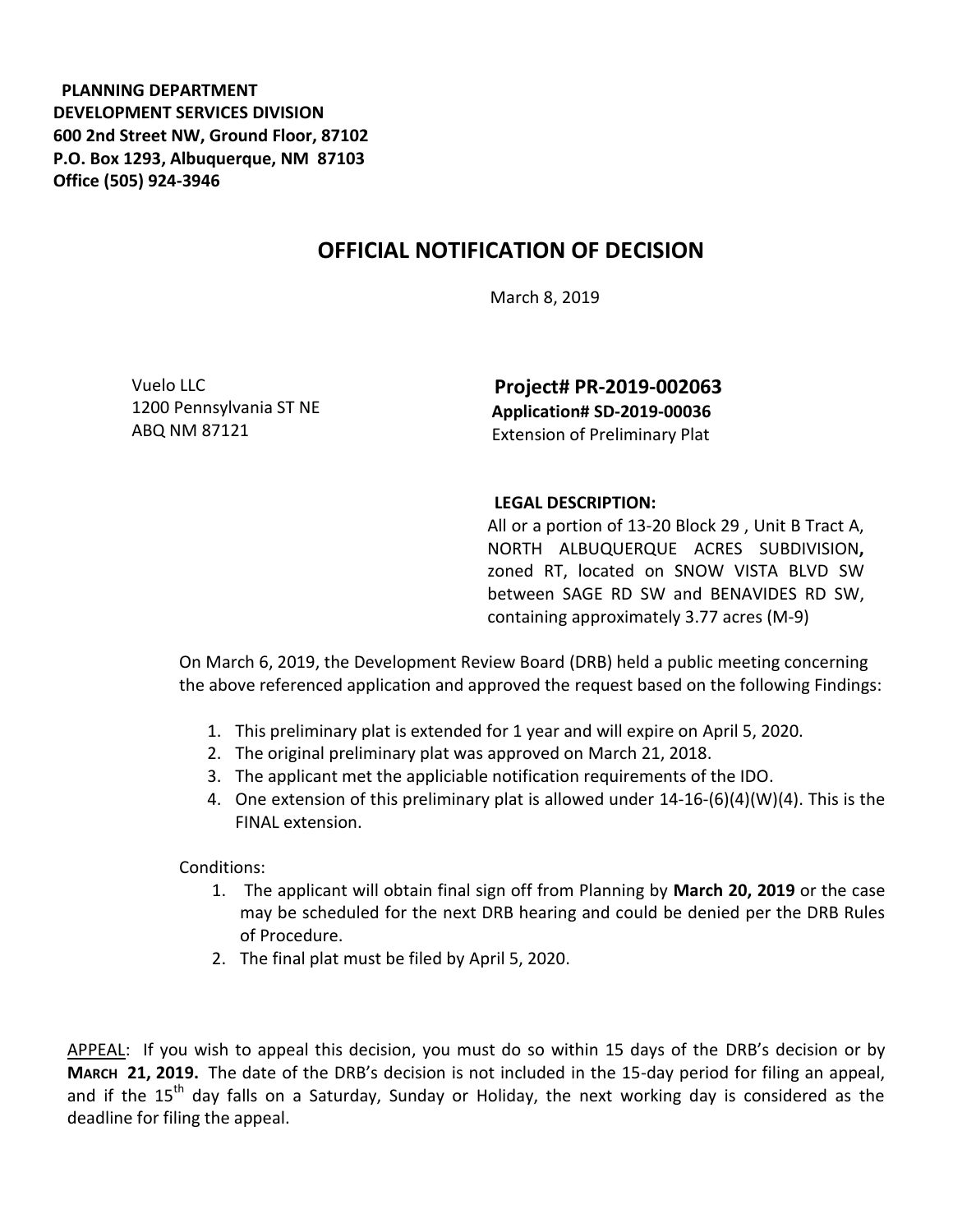**PLANNING DEPARTMENT**
**DEVELOPMENT SERVICES DIVISION**
**600 2nd Street NW, Ground Floor, 87102**
**P.O. Box 1293, Albuquerque, NM 87103**
**Office (505) 924-3946**

# OFFICIAL NOTIFICATION OF DECISION

March 8, 2019

Vuelo LLC
1200 Pennsylvania ST NE
ABQ NM 87121

**Project# PR-2019-002063**
**Application# SD-2019-00036**
Extension of Preliminary Plat

**LEGAL DESCRIPTION:**
All or a portion of 13-20 Block 29 , Unit B Tract A, NORTH ALBUQUERQUE ACRES SUBDIVISION**,** zoned RT, located on SNOW VISTA BLVD SW between SAGE RD SW and BENAVIDES RD SW, containing approximately 3.77 acres (M-9)

On March 6, 2019, the Development Review Board (DRB) held a public meeting concerning the above referenced application and approved the request based on the following Findings:

1. This preliminary plat is extended for 1 year and will expire on April 5, 2020.
2. The original preliminary plat was approved on March 21, 2018.
3. The applicant met the appliciable notification requirements of the IDO.
4. One extension of this preliminary plat is allowed under 14-16-(6)(4)(W)(4). This is the FINAL extension.

Conditions:

1. The applicant will obtain final sign off from Planning by **March 20, 2019** or the case may be scheduled for the next DRB hearing and could be denied per the DRB Rules of Procedure.
2. The final plat must be filed by April 5, 2020.

APPEAL: If you wish to appeal this decision, you must do so within 15 days of the DRB's decision or by **MARCH 21, 2019.** The date of the DRB's decision is not included in the 15-day period for filing an appeal, and if the 15th day falls on a Saturday, Sunday or Holiday, the next working day is considered as the deadline for filing the appeal.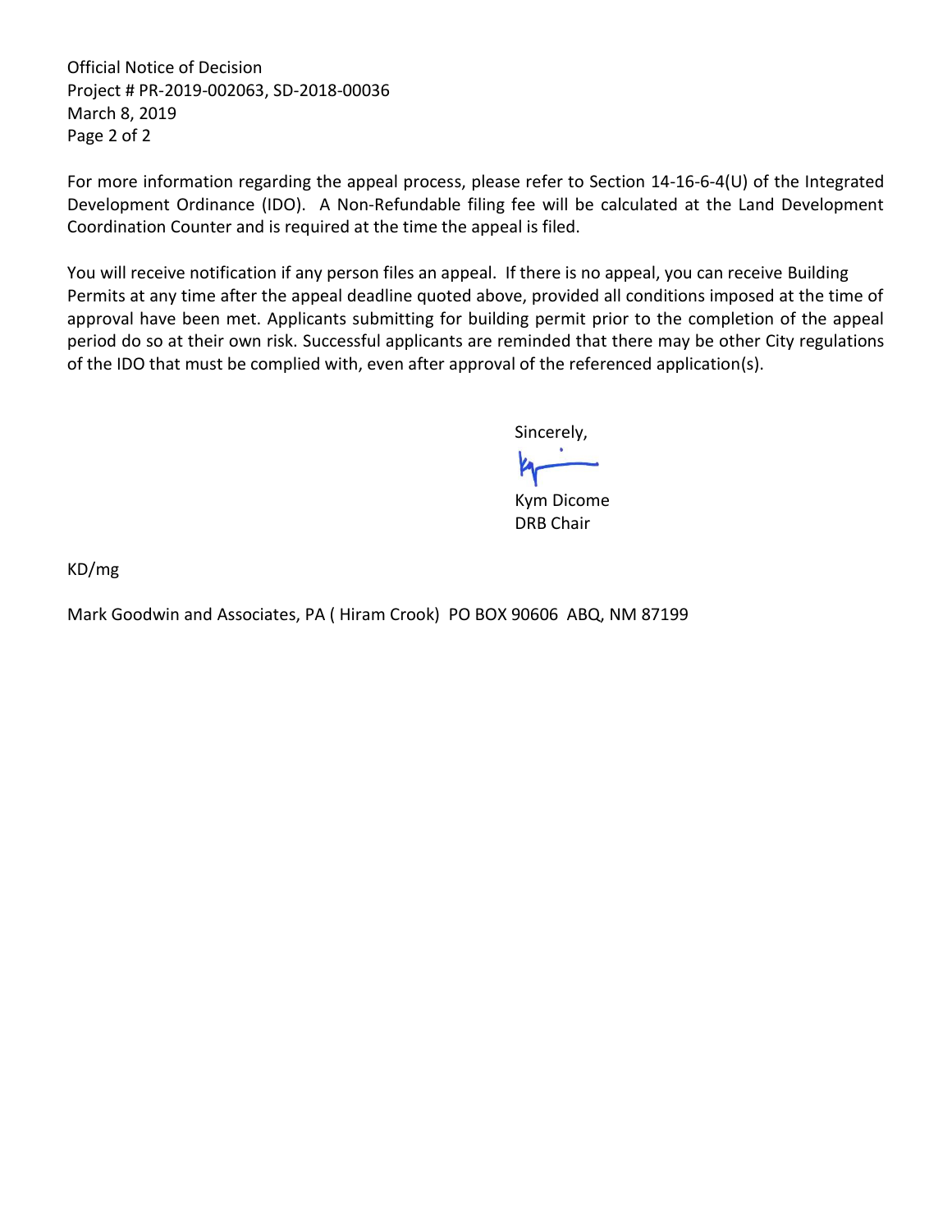Official Notice of Decision
Project # PR-2019-002063, SD-2018-00036
March 8, 2019

For more information regarding the appeal process, please refer to Section 14-16-6-4(U) of the Integrated Development Ordinance (IDO). A Non-Refundable filing fee will be calculated at the Land Development Coordination Counter and is required at the time the appeal is filed.

You will receive notification if any person files an appeal. If there is no appeal, you can receive Building Permits at any time after the appeal deadline quoted above, provided all conditions imposed at the time of approval have been met. Applicants submitting for building permit prior to the completion of the appeal period do so at their own risk. Successful applicants are reminded that there may be other City regulations of the IDO that must be complied with, even after approval of the referenced application(s).

Sincerely,

Kym Dicome
DRB Chair

KD/mg

Mark Goodwin and Associates, PA ( Hiram Crook) PO BOX 90606 ABQ, NM 87199